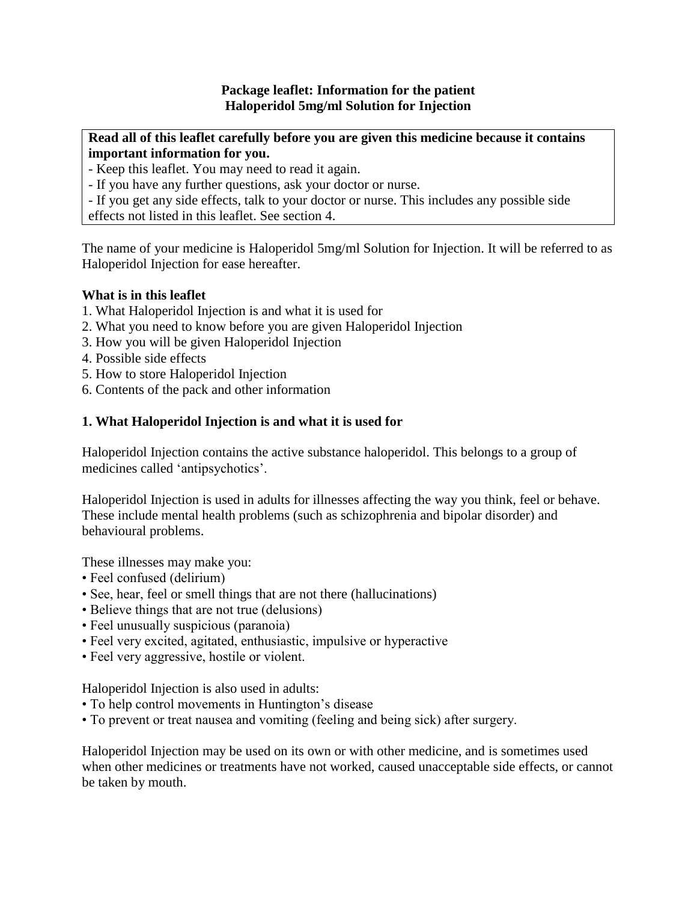**Package leaflet: Information for the patient**
**Haloperidol 5mg/ml Solution for Injection**

**Read all of this leaflet carefully before you are given this medicine because it contains important information for you.**
- Keep this leaflet. You may need to read it again.
- If you have any further questions, ask your doctor or nurse.
- If you get any side effects, talk to your doctor or nurse. This includes any possible side effects not listed in this leaflet. See section 4.

The name of your medicine is Haloperidol 5mg/ml Solution for Injection. It will be referred to as Haloperidol Injection for ease hereafter.

**What is in this leaflet**
1. What Haloperidol Injection is and what it is used for
2. What you need to know before you are given Haloperidol Injection
3. How you will be given Haloperidol Injection
4. Possible side effects
5. How to store Haloperidol Injection
6. Contents of the pack and other information

## 1. What Haloperidol Injection is and what it is used for

Haloperidol Injection contains the active substance haloperidol. This belongs to a group of medicines called 'antipsychotics'.

Haloperidol Injection is used in adults for illnesses affecting the way you think, feel or behave. These include mental health problems (such as schizophrenia and bipolar disorder) and behavioural problems.

These illnesses may make you:
- Feel confused (delirium)
- See, hear, feel or smell things that are not there (hallucinations)
- Believe things that are not true (delusions)
- Feel unusually suspicious (paranoia)
- Feel very excited, agitated, enthusiastic, impulsive or hyperactive
- Feel very aggressive, hostile or violent.

Haloperidol Injection is also used in adults:
- To help control movements in Huntington's disease
- To prevent or treat nausea and vomiting (feeling and being sick) after surgery.

Haloperidol Injection may be used on its own or with other medicine, and is sometimes used when other medicines or treatments have not worked, caused unacceptable side effects, or cannot be taken by mouth.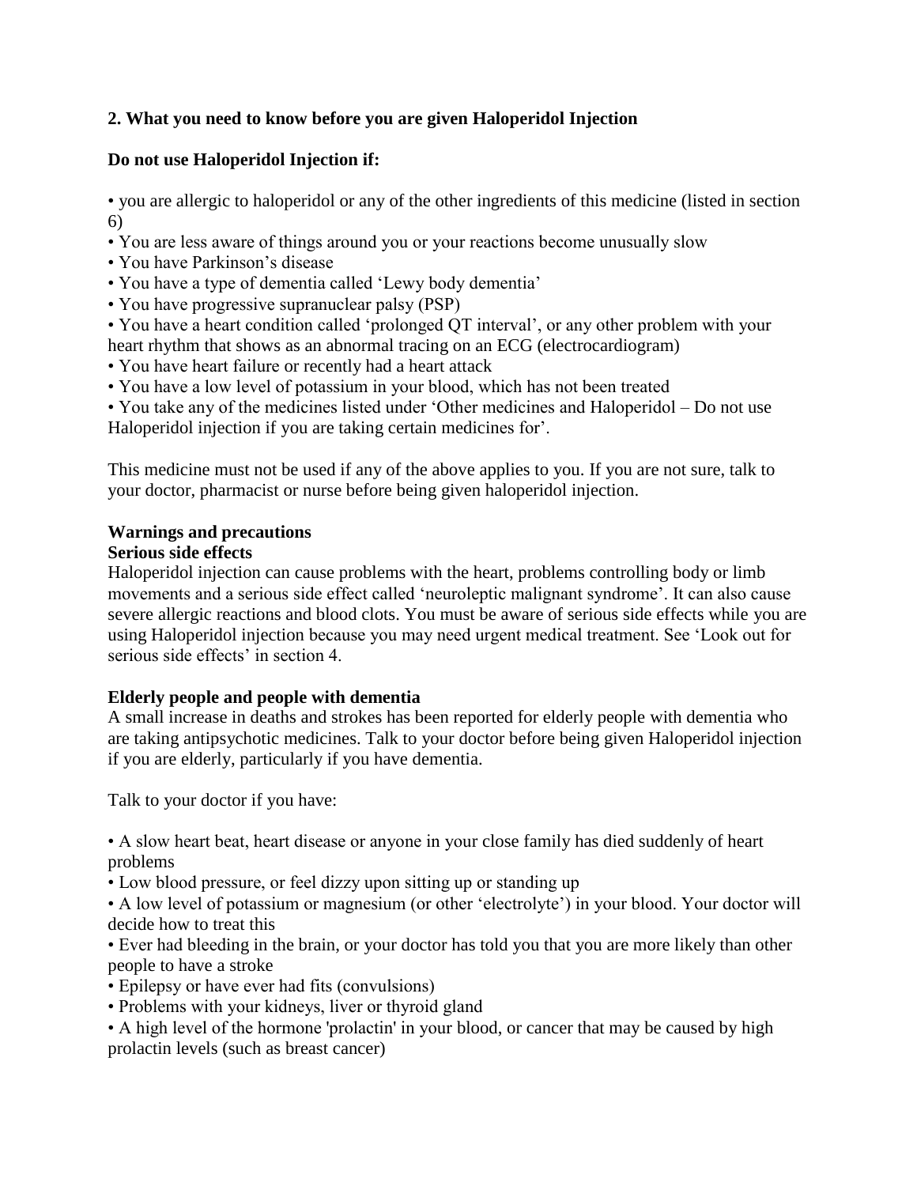## 2. What you need to know before you are given Haloperidol Injection

### Do not use Haloperidol Injection if:

- you are allergic to haloperidol or any of the other ingredients of this medicine (listed in section 6)
- You are less aware of things around you or your reactions become unusually slow
- You have Parkinson's disease
- You have a type of dementia called 'Lewy body dementia'
- You have progressive supranuclear palsy (PSP)
- You have a heart condition called 'prolonged QT interval', or any other problem with your heart rhythm that shows as an abnormal tracing on an ECG (electrocardiogram)
- You have heart failure or recently had a heart attack
- You have a low level of potassium in your blood, which has not been treated
- You take any of the medicines listed under 'Other medicines and Haloperidol – Do not use Haloperidol injection if you are taking certain medicines for'.

This medicine must not be used if any of the above applies to you. If you are not sure, talk to your doctor, pharmacist or nurse before being given haloperidol injection.

### Warnings and precautions

**Serious side effects**

Haloperidol injection can cause problems with the heart, problems controlling body or limb movements and a serious side effect called 'neuroleptic malignant syndrome'. It can also cause severe allergic reactions and blood clots. You must be aware of serious side effects while you are using Haloperidol injection because you may need urgent medical treatment. See 'Look out for serious side effects' in section 4.

**Elderly people and people with dementia**

A small increase in deaths and strokes has been reported for elderly people with dementia who are taking antipsychotic medicines. Talk to your doctor before being given Haloperidol injection if you are elderly, particularly if you have dementia.

Talk to your doctor if you have:

- A slow heart beat, heart disease or anyone in your close family has died suddenly of heart problems
- Low blood pressure, or feel dizzy upon sitting up or standing up
- A low level of potassium or magnesium (or other 'electrolyte') in your blood. Your doctor will decide how to treat this
- Ever had bleeding in the brain, or your doctor has told you that you are more likely than other people to have a stroke
- Epilepsy or have ever had fits (convulsions)
- Problems with your kidneys, liver or thyroid gland
- A high level of the hormone 'prolactin' in your blood, or cancer that may be caused by high prolactin levels (such as breast cancer)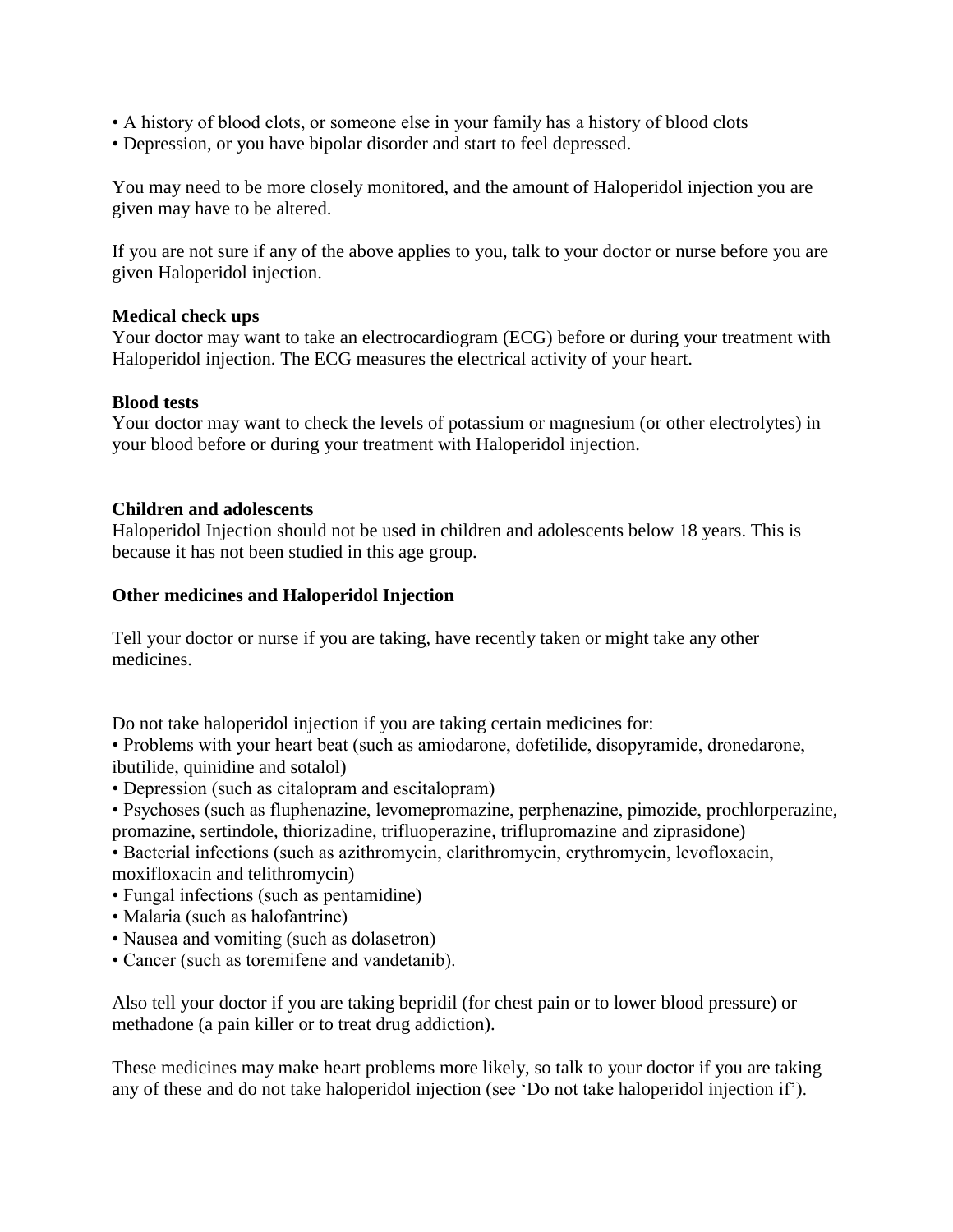- A history of blood clots, or someone else in your family has a history of blood clots
- Depression, or you have bipolar disorder and start to feel depressed.

You may need to be more closely monitored, and the amount of Haloperidol injection you are given may have to be altered.

If you are not sure if any of the above applies to you, talk to your doctor or nurse before you are given Haloperidol injection.

**Medical check ups**
Your doctor may want to take an electrocardiogram (ECG) before or during your treatment with Haloperidol injection. The ECG measures the electrical activity of your heart.

**Blood tests**
Your doctor may want to check the levels of potassium or magnesium (or other electrolytes) in your blood before or during your treatment with Haloperidol injection.

**Children and adolescents**
Haloperidol Injection should not be used in children and adolescents below 18 years. This is because it has not been studied in this age group.

**Other medicines and Haloperidol Injection**

Tell your doctor or nurse if you are taking, have recently taken or might take any other medicines.

Do not take haloperidol injection if you are taking certain medicines for:

- Problems with your heart beat (such as amiodarone, dofetilide, disopyramide, dronedarone, ibutilide, quinidine and sotalol)
- Depression (such as citalopram and escitalopram)
- Psychoses (such as fluphenazine, levomepromazine, perphenazine, pimozide, prochlorperazine, promazine, sertindole, thiorizadine, trifluoperazine, triflupromazine and ziprasidone)
- Bacterial infections (such as azithromycin, clarithromycin, erythromycin, levofloxacin, moxifloxacin and telithromycin)
- Fungal infections (such as pentamidine)
- Malaria (such as halofantrine)
- Nausea and vomiting (such as dolasetron)
- Cancer (such as toremifene and vandetanib).

Also tell your doctor if you are taking bepridil (for chest pain or to lower blood pressure) or methadone (a pain killer or to treat drug addiction).

These medicines may make heart problems more likely, so talk to your doctor if you are taking any of these and do not take haloperidol injection (see 'Do not take haloperidol injection if').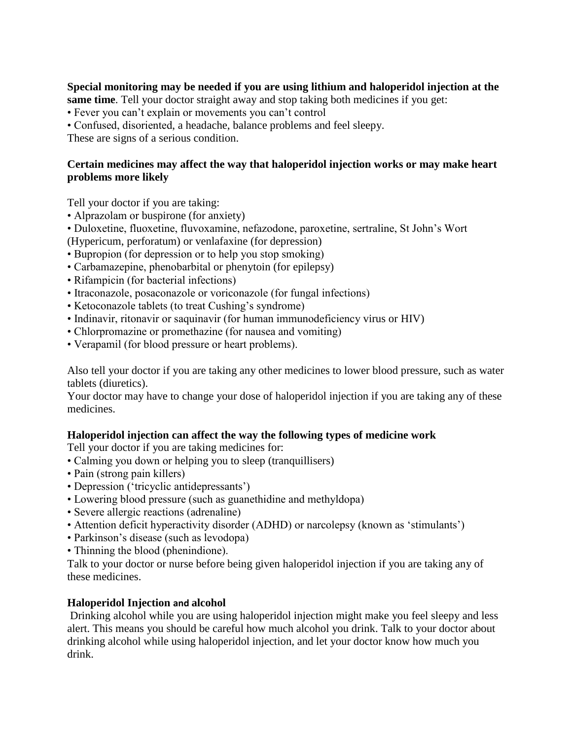**Special monitoring may be needed if you are using lithium and haloperidol injection at the same time**. Tell your doctor straight away and stop taking both medicines if you get:

- Fever you can't explain or movements you can't control
- Confused, disoriented, a headache, balance problems and feel sleepy.

These are signs of a serious condition.

**Certain medicines may affect the way that haloperidol injection works or may make heart problems more likely**

Tell your doctor if you are taking:

- Alprazolam or buspirone (for anxiety)
- Duloxetine, fluoxetine, fluvoxamine, nefazodone, paroxetine, sertraline, St John's Wort (Hypericum, perforatum) or venlafaxine (for depression)
- Bupropion (for depression or to help you stop smoking)
- Carbamazepine, phenobarbital or phenytoin (for epilepsy)
- Rifampicin (for bacterial infections)
- Itraconazole, posaconazole or voriconazole (for fungal infections)
- Ketoconazole tablets (to treat Cushing's syndrome)
- Indinavir, ritonavir or saquinavir (for human immunodeficiency virus or HIV)
- Chlorpromazine or promethazine (for nausea and vomiting)
- Verapamil (for blood pressure or heart problems).

Also tell your doctor if you are taking any other medicines to lower blood pressure, such as water tablets (diuretics).

Your doctor may have to change your dose of haloperidol injection if you are taking any of these medicines.

**Haloperidol injection can affect the way the following types of medicine work**

Tell your doctor if you are taking medicines for:

- Calming you down or helping you to sleep (tranquillisers)
- Pain (strong pain killers)
- Depression ('tricyclic antidepressants')
- Lowering blood pressure (such as guanethidine and methyldopa)
- Severe allergic reactions (adrenaline)
- Attention deficit hyperactivity disorder (ADHD) or narcolepsy (known as 'stimulants')
- Parkinson's disease (such as levodopa)
- Thinning the blood (phenindione).

Talk to your doctor or nurse before being given haloperidol injection if you are taking any of these medicines.

**Haloperidol Injection and alcohol**

Drinking alcohol while you are using haloperidol injection might make you feel sleepy and less alert. This means you should be careful how much alcohol you drink. Talk to your doctor about drinking alcohol while using haloperidol injection, and let your doctor know how much you drink.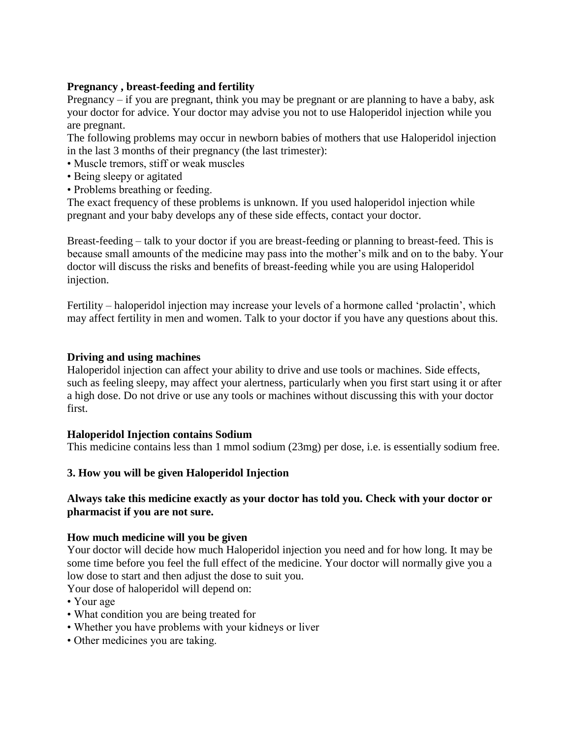**Pregnancy , breast-feeding and fertility**

Pregnancy – if you are pregnant, think you may be pregnant or are planning to have a baby, ask your doctor for advice. Your doctor may advise you not to use Haloperidol injection while you are pregnant.

The following problems may occur in newborn babies of mothers that use Haloperidol injection in the last 3 months of their pregnancy (the last trimester):

- Muscle tremors, stiff or weak muscles
- Being sleepy or agitated
- Problems breathing or feeding.

The exact frequency of these problems is unknown. If you used haloperidol injection while pregnant and your baby develops any of these side effects, contact your doctor.

Breast-feeding – talk to your doctor if you are breast-feeding or planning to breast-feed. This is because small amounts of the medicine may pass into the mother's milk and on to the baby. Your doctor will discuss the risks and benefits of breast-feeding while you are using Haloperidol injection.

Fertility – haloperidol injection may increase your levels of a hormone called 'prolactin', which may affect fertility in men and women. Talk to your doctor if you have any questions about this.

**Driving and using machines**

Haloperidol injection can affect your ability to drive and use tools or machines. Side effects, such as feeling sleepy, may affect your alertness, particularly when you first start using it or after a high dose. Do not drive or use any tools or machines without discussing this with your doctor first.

**Haloperidol Injection contains Sodium**

This medicine contains less than 1 mmol sodium (23mg) per dose, i.e. is essentially sodium free.

## 3. How you will be given Haloperidol Injection

**Always take this medicine exactly as your doctor has told you. Check with your doctor or pharmacist if you are not sure.**

**How much medicine will you be given**

Your doctor will decide how much Haloperidol injection you need and for how long. It may be some time before you feel the full effect of the medicine. Your doctor will normally give you a low dose to start and then adjust the dose to suit you.

Your dose of haloperidol will depend on:

- Your age
- What condition you are being treated for
- Whether you have problems with your kidneys or liver
- Other medicines you are taking.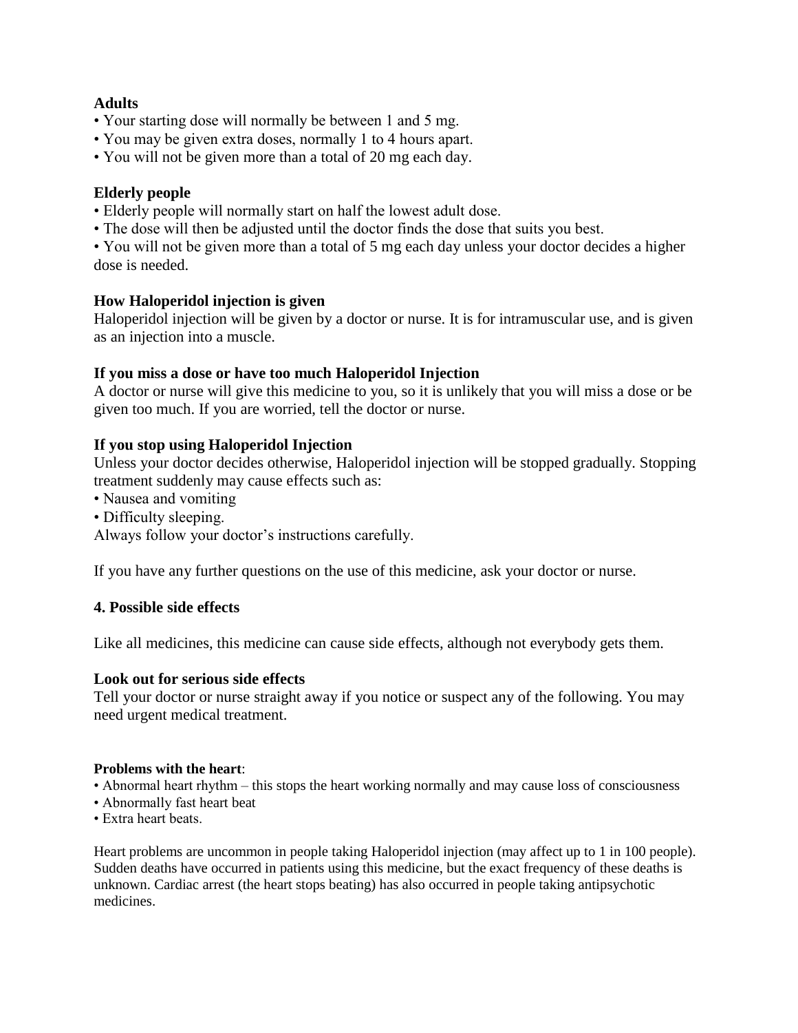**Adults**

- Your starting dose will normally be between 1 and 5 mg.
- You may be given extra doses, normally 1 to 4 hours apart.
- You will not be given more than a total of 20 mg each day.

**Elderly people**

- Elderly people will normally start on half the lowest adult dose.
- The dose will then be adjusted until the doctor finds the dose that suits you best.
- You will not be given more than a total of 5 mg each day unless your doctor decides a higher dose is needed.

**How Haloperidol injection is given**

Haloperidol injection will be given by a doctor or nurse. It is for intramuscular use, and is given as an injection into a muscle.

**If you miss a dose or have too much Haloperidol Injection**

A doctor or nurse will give this medicine to you, so it is unlikely that you will miss a dose or be given too much. If you are worried, tell the doctor or nurse.

**If you stop using Haloperidol Injection**

Unless your doctor decides otherwise, Haloperidol injection will be stopped gradually. Stopping treatment suddenly may cause effects such as:

- Nausea and vomiting
- Difficulty sleeping.

Always follow your doctor's instructions carefully.

If you have any further questions on the use of this medicine, ask your doctor or nurse.

## 4. Possible side effects

Like all medicines, this medicine can cause side effects, although not everybody gets them.

**Look out for serious side effects**

Tell your doctor or nurse straight away if you notice or suspect any of the following. You may need urgent medical treatment.

**Problems with the heart**:

- Abnormal heart rhythm – this stops the heart working normally and may cause loss of consciousness
- Abnormally fast heart beat
- Extra heart beats.

Heart problems are uncommon in people taking Haloperidol injection (may affect up to 1 in 100 people). Sudden deaths have occurred in patients using this medicine, but the exact frequency of these deaths is unknown. Cardiac arrest (the heart stops beating) has also occurred in people taking antipsychotic medicines.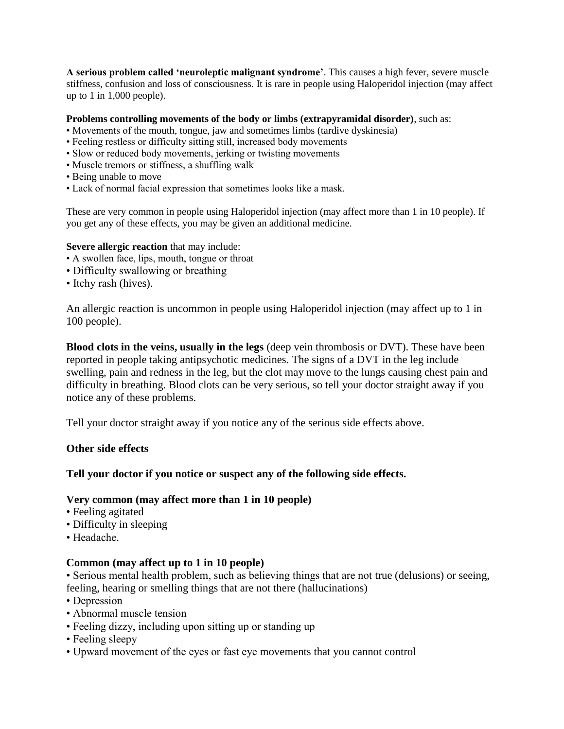**A serious problem called 'neuroleptic malignant syndrome'**. This causes a high fever, severe muscle stiffness, confusion and loss of consciousness. It is rare in people using Haloperidol injection (may affect up to 1 in 1,000 people).

**Problems controlling movements of the body or limbs (extrapyramidal disorder)**, such as:

- Movements of the mouth, tongue, jaw and sometimes limbs (tardive dyskinesia)
- Feeling restless or difficulty sitting still, increased body movements
- Slow or reduced body movements, jerking or twisting movements
- Muscle tremors or stiffness, a shuffling walk
- Being unable to move
- Lack of normal facial expression that sometimes looks like a mask.

These are very common in people using Haloperidol injection (may affect more than 1 in 10 people). If you get any of these effects, you may be given an additional medicine.

**Severe allergic reaction** that may include:

- A swollen face, lips, mouth, tongue or throat
- Difficulty swallowing or breathing
- Itchy rash (hives).

An allergic reaction is uncommon in people using Haloperidol injection (may affect up to 1 in 100 people).

**Blood clots in the veins, usually in the legs** (deep vein thrombosis or DVT). These have been reported in people taking antipsychotic medicines. The signs of a DVT in the leg include swelling, pain and redness in the leg, but the clot may move to the lungs causing chest pain and difficulty in breathing. Blood clots can be very serious, so tell your doctor straight away if you notice any of these problems.

Tell your doctor straight away if you notice any of the serious side effects above.

**Other side effects**

**Tell your doctor if you notice or suspect any of the following side effects.**

**Very common (may affect more than 1 in 10 people)**

- Feeling agitated
- Difficulty in sleeping
- Headache.

**Common (may affect up to 1 in 10 people)**

- Serious mental health problem, such as believing things that are not true (delusions) or seeing, feeling, hearing or smelling things that are not there (hallucinations)
- Depression
- Abnormal muscle tension
- Feeling dizzy, including upon sitting up or standing up
- Feeling sleepy
- Upward movement of the eyes or fast eye movements that you cannot control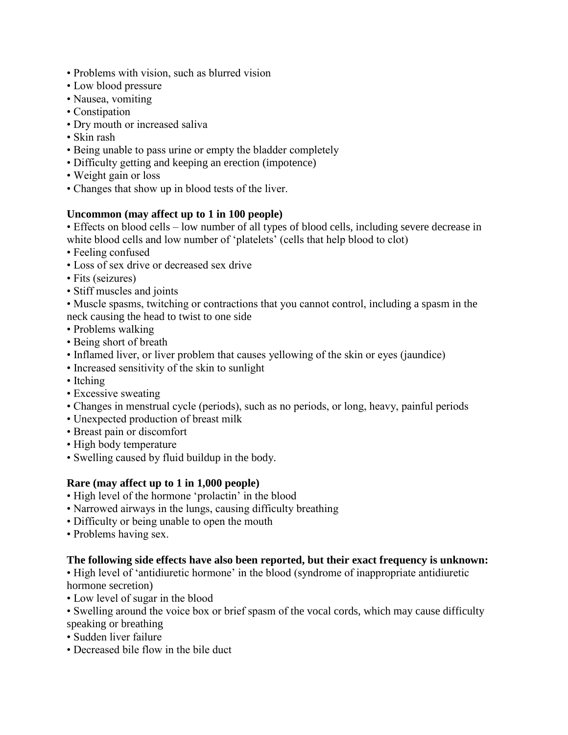- Problems with vision, such as blurred vision
- Low blood pressure
- Nausea, vomiting
- Constipation
- Dry mouth or increased saliva
- Skin rash
- Being unable to pass urine or empty the bladder completely
- Difficulty getting and keeping an erection (impotence)
- Weight gain or loss
- Changes that show up in blood tests of the liver.

**Uncommon (may affect up to 1 in 100 people)**

- Effects on blood cells – low number of all types of blood cells, including severe decrease in white blood cells and low number of 'platelets' (cells that help blood to clot)
- Feeling confused
- Loss of sex drive or decreased sex drive
- Fits (seizures)
- Stiff muscles and joints
- Muscle spasms, twitching or contractions that you cannot control, including a spasm in the neck causing the head to twist to one side
- Problems walking
- Being short of breath
- Inflamed liver, or liver problem that causes yellowing of the skin or eyes (jaundice)
- Increased sensitivity of the skin to sunlight
- Itching
- Excessive sweating
- Changes in menstrual cycle (periods), such as no periods, or long, heavy, painful periods
- Unexpected production of breast milk
- Breast pain or discomfort
- High body temperature
- Swelling caused by fluid buildup in the body.

**Rare (may affect up to 1 in 1,000 people)**

- High level of the hormone 'prolactin' in the blood
- Narrowed airways in the lungs, causing difficulty breathing
- Difficulty or being unable to open the mouth
- Problems having sex.

**The following side effects have also been reported, but their exact frequency is unknown:**

- High level of 'antidiuretic hormone' in the blood (syndrome of inappropriate antidiuretic hormone secretion)
- Low level of sugar in the blood
- Swelling around the voice box or brief spasm of the vocal cords, which may cause difficulty speaking or breathing
- Sudden liver failure
- Decreased bile flow in the bile duct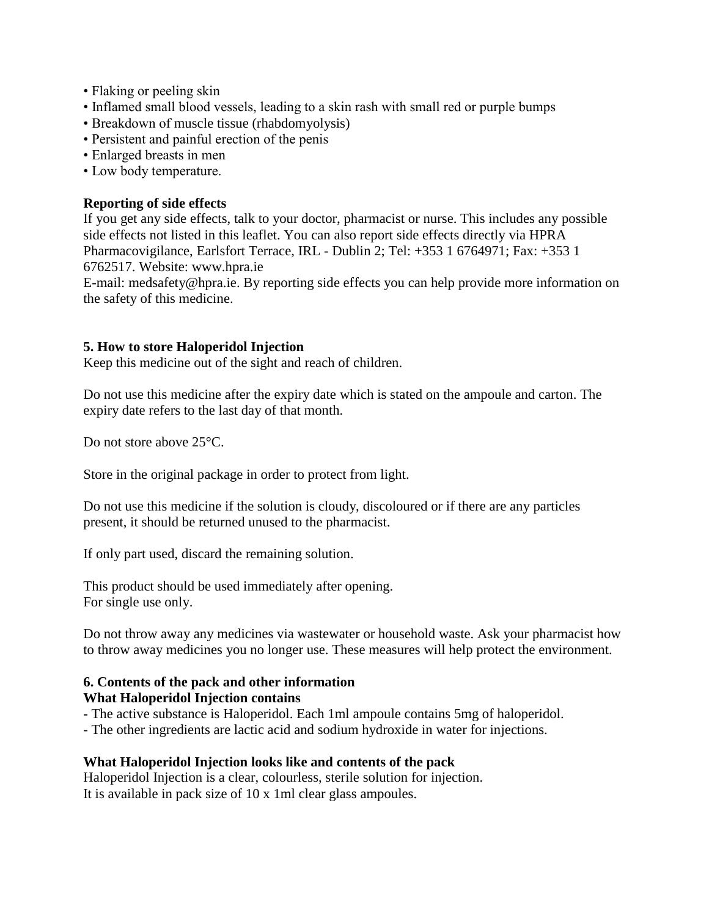- Flaking or peeling skin
- Inflamed small blood vessels, leading to a skin rash with small red or purple bumps
- Breakdown of muscle tissue (rhabdomyolysis)
- Persistent and painful erection of the penis
- Enlarged breasts in men
- Low body temperature.

**Reporting of side effects**

If you get any side effects, talk to your doctor, pharmacist or nurse. This includes any possible side effects not listed in this leaflet. You can also report side effects directly via HPRA Pharmacovigilance, Earlsfort Terrace, IRL - Dublin 2; Tel: +353 1 6764971; Fax: +353 1 6762517. Website: www.hpra.ie
E-mail: medsafety@hpra.ie. By reporting side effects you can help provide more information on the safety of this medicine.

## 5. How to store Haloperidol Injection

Keep this medicine out of the sight and reach of children.

Do not use this medicine after the expiry date which is stated on the ampoule and carton. The expiry date refers to the last day of that month.

Do not store above 25°C.

Store in the original package in order to protect from light.

Do not use this medicine if the solution is cloudy, discoloured or if there are any particles present, it should be returned unused to the pharmacist.

If only part used, discard the remaining solution.

This product should be used immediately after opening.
For single use only.

Do not throw away any medicines via wastewater or household waste. Ask your pharmacist how to throw away medicines you no longer use. These measures will help protect the environment.

## 6. Contents of the pack and other information

**What Haloperidol Injection contains**

- The active substance is Haloperidol. Each 1ml ampoule contains 5mg of haloperidol.
- The other ingredients are lactic acid and sodium hydroxide in water for injections.

**What Haloperidol Injection looks like and contents of the pack**

Haloperidol Injection is a clear, colourless, sterile solution for injection.
It is available in pack size of 10 x 1ml clear glass ampoules.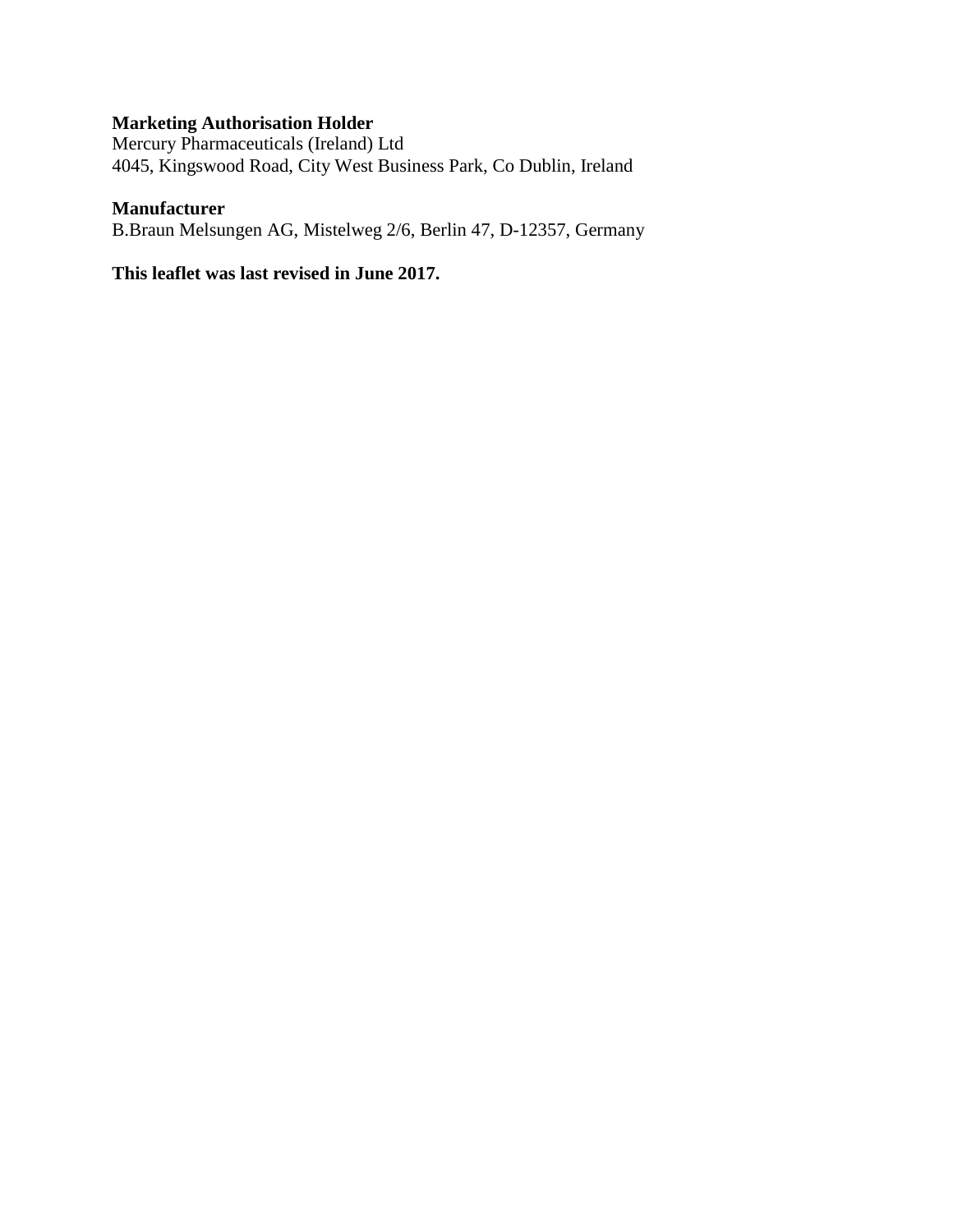**Marketing Authorisation Holder**
Mercury Pharmaceuticals (Ireland) Ltd
4045, Kingswood Road, City West Business Park, Co Dublin, Ireland

**Manufacturer**
B.Braun Melsungen AG, Mistelweg 2/6, Berlin 47, D-12357, Germany

**This leaflet was last revised in June 2017.**